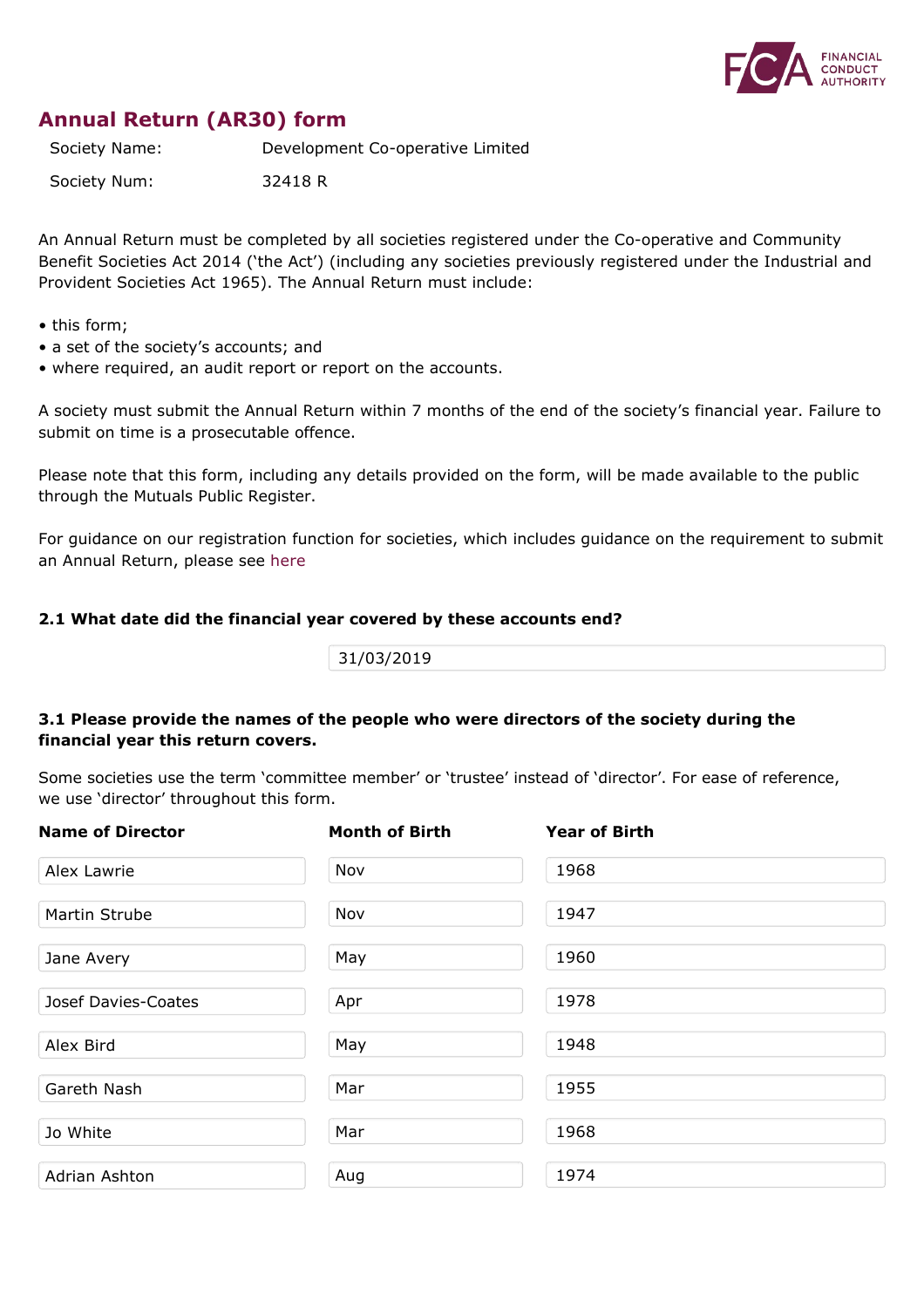# Annual Return (AR30) form

| | |
|---|---|
| Society Name: | Development Co-operative Limited |
| Society Num: | 32418 R |

An Annual Return must be completed by all societies registered under the Co-operative and Community Benefit Societies Act 2014 ('the Act') (including any societies previously registered under the Industrial and Provident Societies Act 1965). The Annual Return must include:

- this form;
- a set of the society's accounts; and
- where required, an audit report or report on the accounts.

A society must submit the Annual Return within 7 months of the end of the society's financial year. Failure to submit on time is a prosecutable offence.

Please note that this form, including any details provided on the form, will be made available to the public through the Mutuals Public Register.

For guidance on our registration function for societies, which includes guidance on the requirement to submit an Annual Return, please see here

**2.1 What date did the financial year covered by these accounts end?**

31/03/2019

**3.1 Please provide the names of the people who were directors of the society during the financial year this return covers.**

Some societies use the term 'committee member' or 'trustee' instead of 'director'. For ease of reference, we use 'director' throughout this form.

| Name of Director | Month of Birth | Year of Birth |
|---|---|---|
| Alex Lawrie | Nov | 1968 |
| Martin Strube | Nov | 1947 |
| Jane Avery | May | 1960 |
| Josef Davies-Coates | Apr | 1978 |
| Alex Bird | May | 1948 |
| Gareth Nash | Mar | 1955 |
| Jo White | Mar | 1968 |
| Adrian Ashton | Aug | 1974 |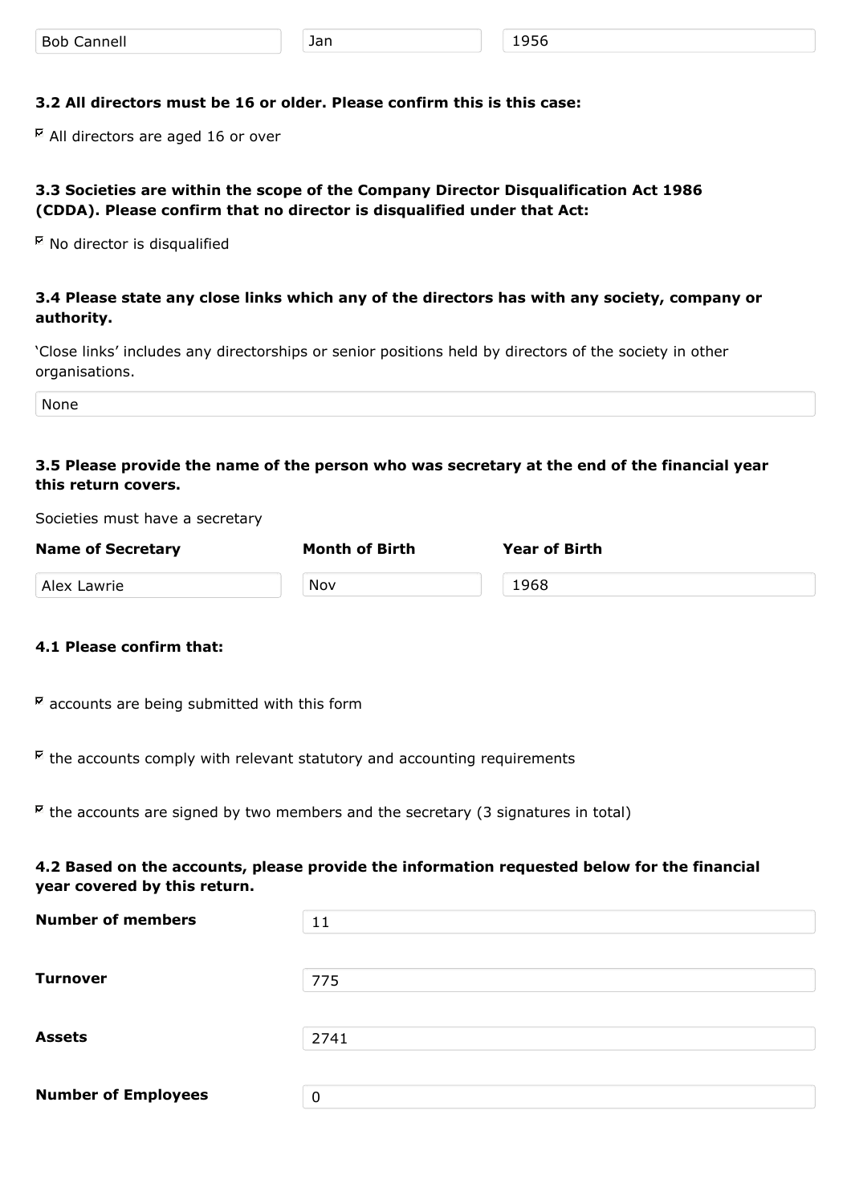| | | |
|---|---|---|
| Bob Cannell | Jan | 1956 |

**3.2 All directors must be 16 or older. Please confirm this is this case:**

☑ All directors are aged 16 or over

**3.3 Societies are within the scope of the Company Director Disqualification Act 1986 (CDDA). Please confirm that no director is disqualified under that Act:**

☑ No director is disqualified

**3.4 Please state any close links which any of the directors has with any society, company or authority.**

'Close links' includes any directorships or senior positions held by directors of the society in other organisations.

None

**3.5 Please provide the name of the person who was secretary at the end of the financial year this return covers.**

Societies must have a secretary

| Name of Secretary | Month of Birth | Year of Birth |
|---|---|---|
| Alex Lawrie | Nov | 1968 |

**4.1 Please confirm that:**

☑ accounts are being submitted with this form

☑ the accounts comply with relevant statutory and accounting requirements

☑ the accounts are signed by two members and the secretary (3 signatures in total)

**4.2 Based on the accounts, please provide the information requested below for the financial year covered by this return.**

| | |
|---|---|
| **Number of members** | 11 |
| **Turnover** | 775 |
| **Assets** | 2741 |
| **Number of Employees** | 0 |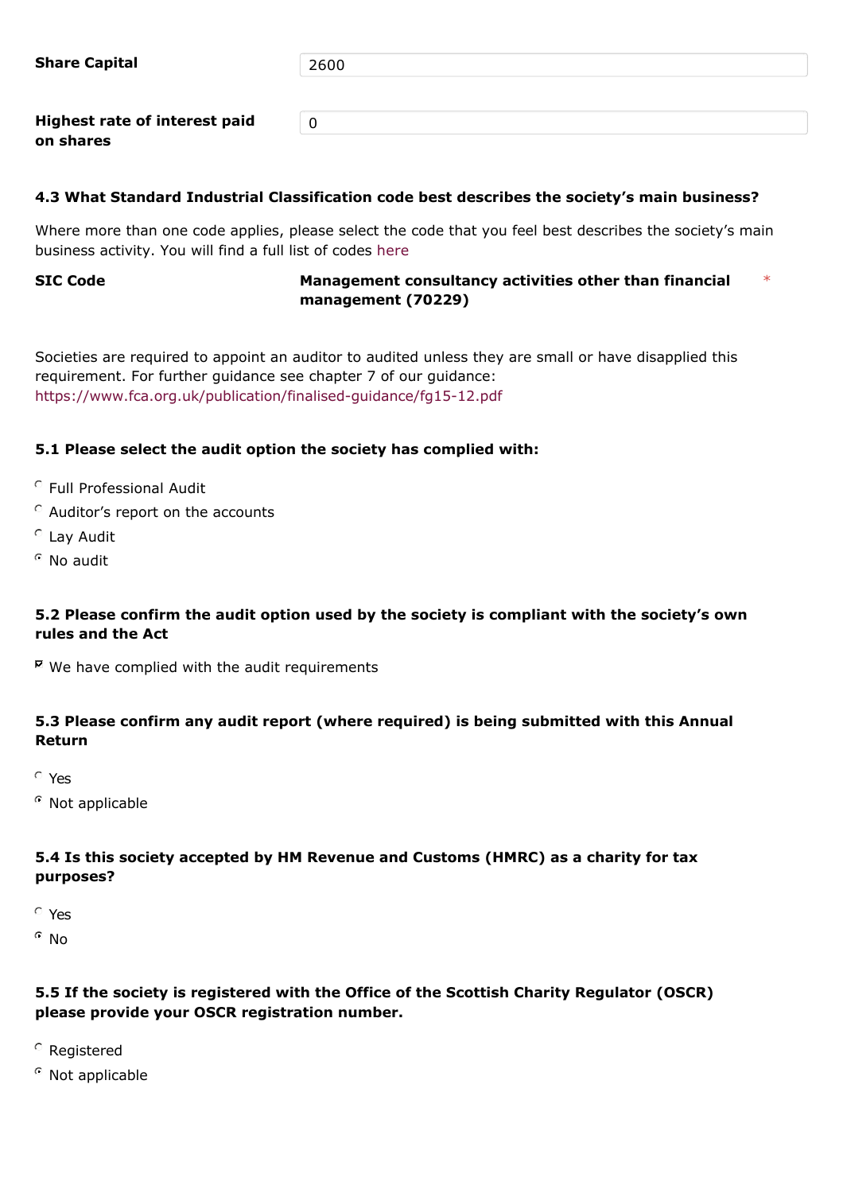**Share Capital** 2600

**Highest rate of interest paid on shares** 0

**4.3 What Standard Industrial Classification code best describes the society's main business?**

Where more than one code applies, please select the code that you feel best describes the society's main business activity. You will find a full list of codes here

**SIC Code** **Management consultancy activities other than financial management (70229)** *

Societies are required to appoint an auditor to audited unless they are small or have disapplied this requirement. For further guidance see chapter 7 of our guidance: https://www.fca.org.uk/publication/finalised-guidance/fg15-12.pdf

**5.1 Please select the audit option the society has complied with:**

- ○ Full Professional Audit
- ○ Auditor's report on the accounts
- ○ Lay Audit
- ● No audit

**5.2 Please confirm the audit option used by the society is compliant with the society's own rules and the Act**

- ☑ We have complied with the audit requirements

**5.3 Please confirm any audit report (where required) is being submitted with this Annual Return**

- ○ Yes
- ● Not applicable

**5.4 Is this society accepted by HM Revenue and Customs (HMRC) as a charity for tax purposes?**

- ○ Yes
- ● No

**5.5 If the society is registered with the Office of the Scottish Charity Regulator (OSCR) please provide your OSCR registration number.**

- ○ Registered
- ● Not applicable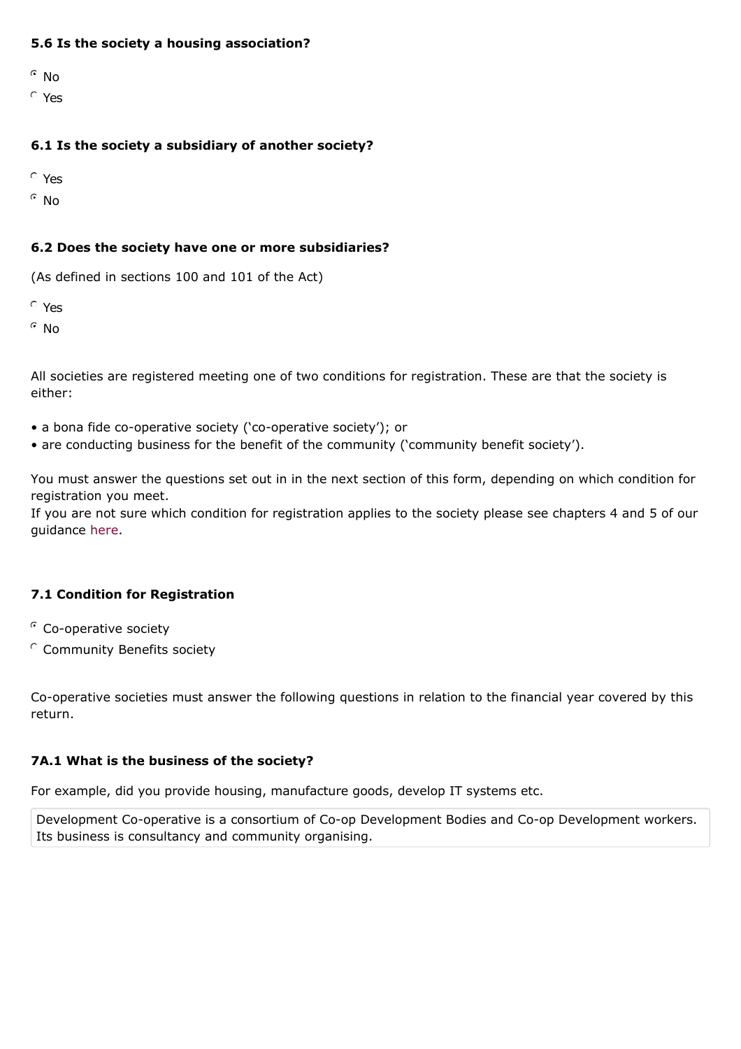**5.6 Is the society a housing association?**

- (•) No
- ( ) Yes

**6.1 Is the society a subsidiary of another society?**

- ( ) Yes
- (•) No

**6.2 Does the society have one or more subsidiaries?**

(As defined in sections 100 and 101 of the Act)

- ( ) Yes
- (•) No

All societies are registered meeting one of two conditions for registration. These are that the society is either:

- a bona fide co-operative society ('co-operative society'); or
- are conducting business for the benefit of the community ('community benefit society').

You must answer the questions set out in in the next section of this form, depending on which condition for registration you meet.
If you are not sure which condition for registration applies to the society please see chapters 4 and 5 of our guidance here.

**7.1 Condition for Registration**

- (•) Co-operative society
- ( ) Community Benefits society

Co-operative societies must answer the following questions in relation to the financial year covered by this return.

**7A.1 What is the business of the society?**

For example, did you provide housing, manufacture goods, develop IT systems etc.

Development Co-operative is a consortium of Co-op Development Bodies and Co-op Development workers. Its business is consultancy and community organising.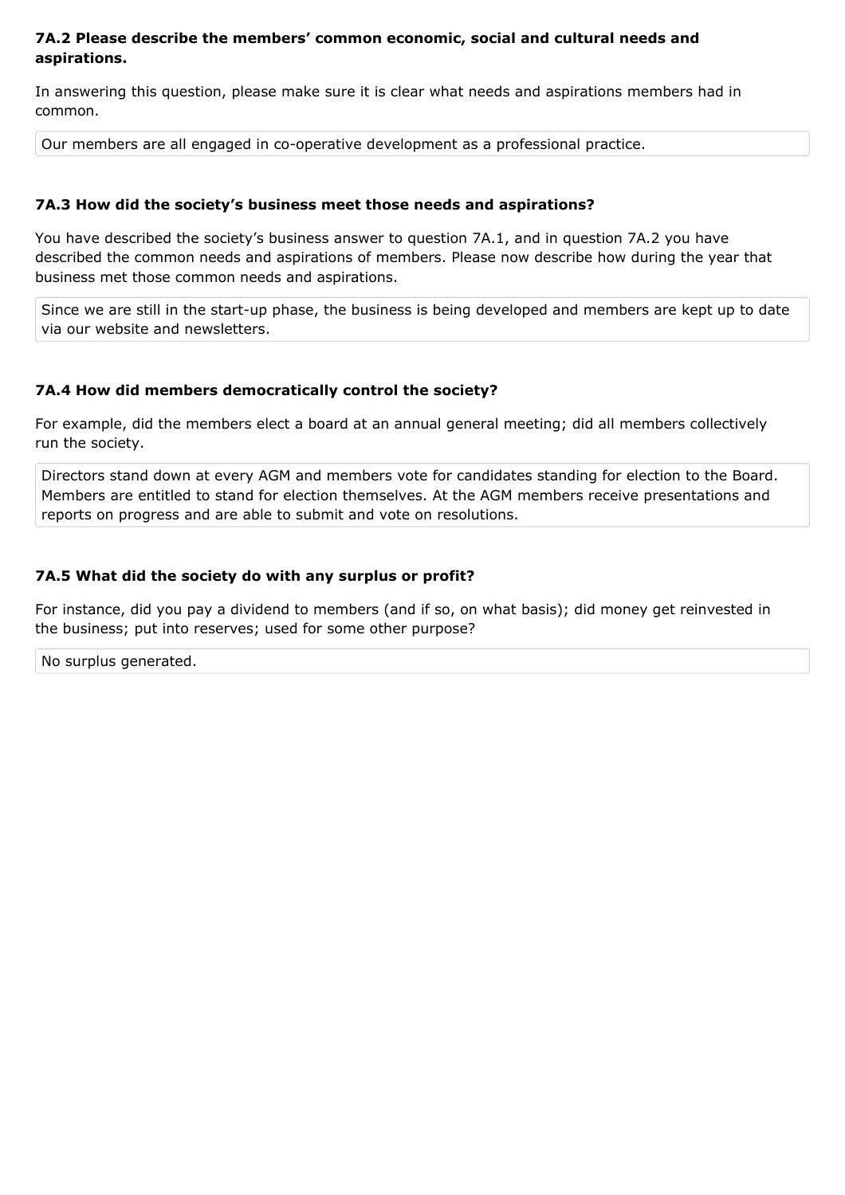### 7A.2 Please describe the members' common economic, social and cultural needs and aspirations.

In answering this question, please make sure it is clear what needs and aspirations members had in common.

Our members are all engaged in co-operative development as a professional practice.

### 7A.3 How did the society's business meet those needs and aspirations?

You have described the society's business answer to question 7A.1, and in question 7A.2 you have described the common needs and aspirations of members. Please now describe how during the year that business met those common needs and aspirations.

Since we are still in the start-up phase, the business is being developed and members are kept up to date via our website and newsletters.

### 7A.4 How did members democratically control the society?

For example, did the members elect a board at an annual general meeting; did all members collectively run the society.

Directors stand down at every AGM and members vote for candidates standing for election to the Board. Members are entitled to stand for election themselves. At the AGM members receive presentations and reports on progress and are able to submit and vote on resolutions.

### 7A.5 What did the society do with any surplus or profit?

For instance, did you pay a dividend to members (and if so, on what basis); did money get reinvested in the business; put into reserves; used for some other purpose?

No surplus generated.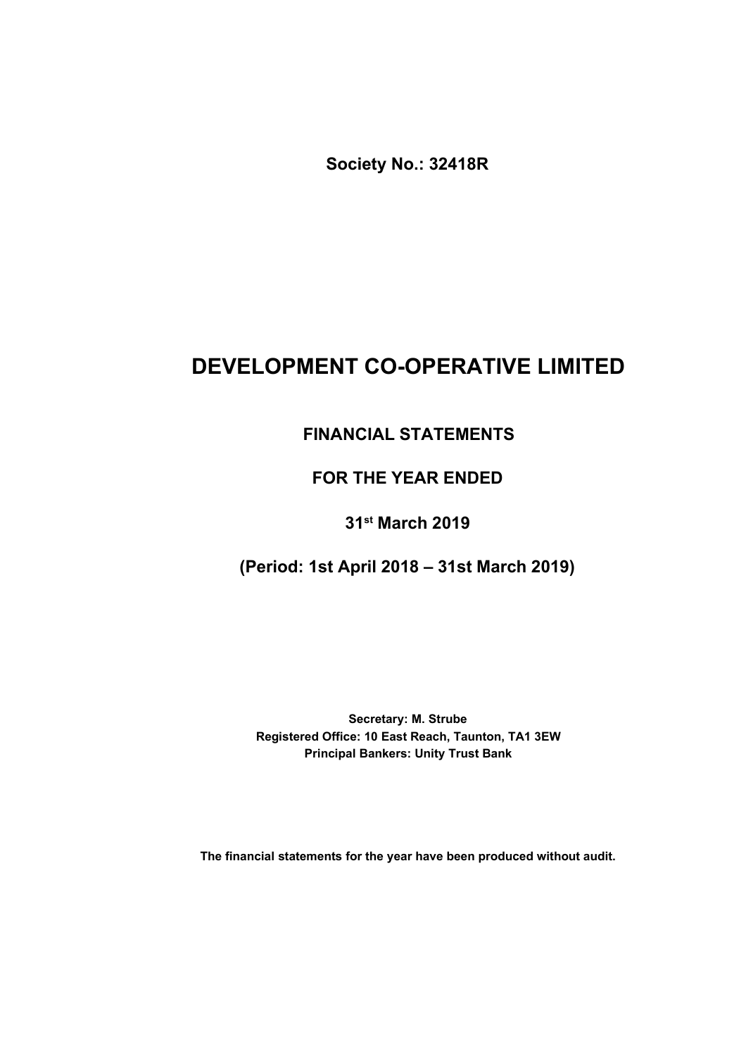**Society No.: 32418R**

# DEVELOPMENT CO-OPERATIVE LIMITED

## FINANCIAL STATEMENTS

## FOR THE YEAR ENDED

## 31st March 2019

## (Period: 1st April 2018 – 31st March 2019)

**Secretary: M. Strube**
**Registered Office: 10 East Reach, Taunton, TA1 3EW**
**Principal Bankers: Unity Trust Bank**

**The financial statements for the year have been produced without audit.**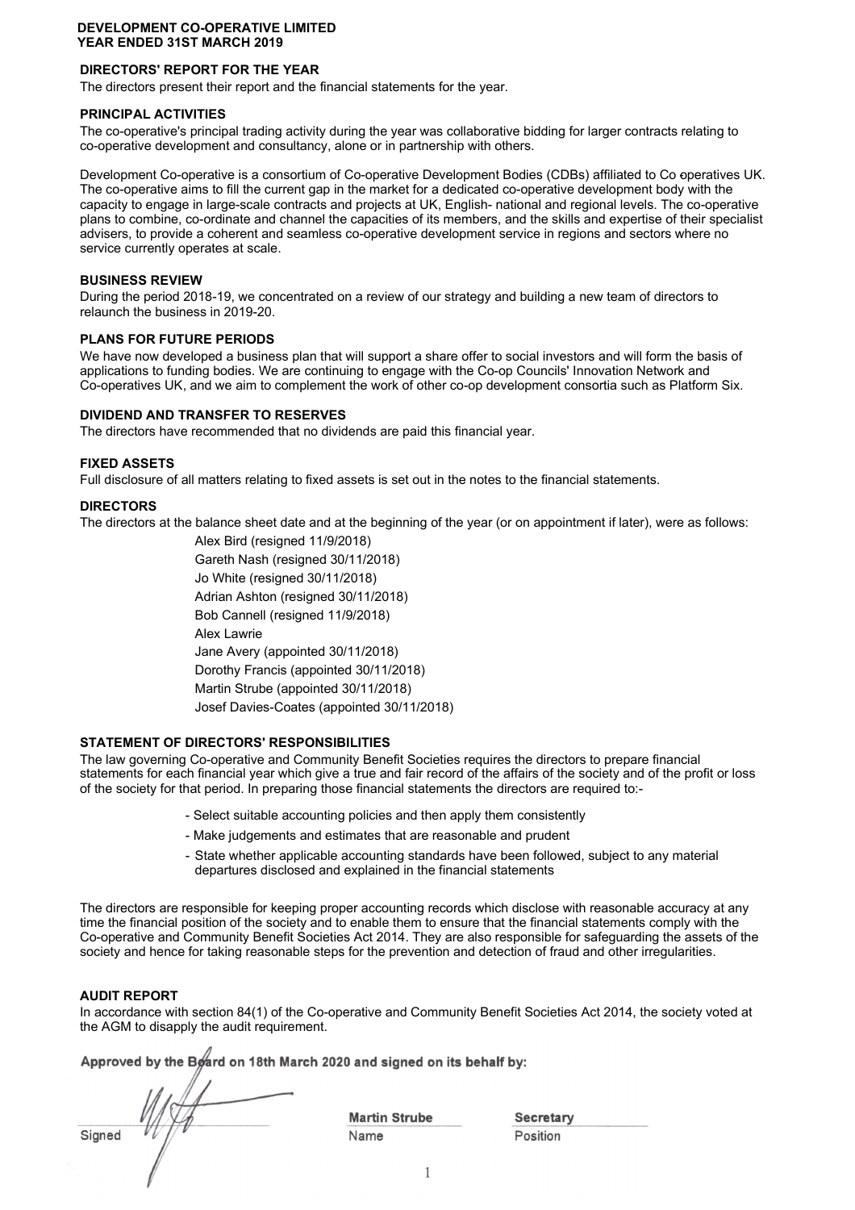**DEVELOPMENT CO-OPERATIVE LIMITED**
**YEAR ENDED 31ST MARCH 2019**

## DIRECTORS' REPORT FOR THE YEAR

The directors present their report and the financial statements for the year.

### PRINCIPAL ACTIVITIES

The co-operative's principal trading activity during the year was collaborative bidding for larger contracts relating to co-operative development and consultancy, alone or in partnership with others.

Development Co-operative is a consortium of Co-operative Development Bodies (CDBs) affiliated to Co operatives UK. The co-operative aims to fill the current gap in the market for a dedicated co-operative development body with the capacity to engage in large-scale contracts and projects at UK, English- national and regional levels. The co-operative plans to combine, co-ordinate and channel the capacities of its members, and the skills and expertise of their specialist advisers, to provide a coherent and seamless co-operative development service in regions and sectors where no service currently operates at scale.

### BUSINESS REVIEW

During the period 2018-19, we concentrated on a review of our strategy and building a new team of directors to relaunch the business in 2019-20.

### PLANS FOR FUTURE PERIODS

We have now developed a business plan that will support a share offer to social investors and will form the basis of applications to funding bodies. We are continuing to engage with the Co-op Councils' Innovation Network and Co-operatives UK, and we aim to complement the work of other co-op development consortia such as Platform Six.

### DIVIDEND AND TRANSFER TO RESERVES

The directors have recommended that no dividends are paid this financial year.

### FIXED ASSETS

Full disclosure of all matters relating to fixed assets is set out in the notes to the financial statements.

### DIRECTORS

The directors at the balance sheet date and at the beginning of the year (or on appointment if later), were as follows:

Alex Bird (resigned 11/9/2018)
Gareth Nash (resigned 30/11/2018)
Jo White (resigned 30/11/2018)
Adrian Ashton (resigned 30/11/2018)
Bob Cannell (resigned 11/9/2018)
Alex Lawrie
Jane Avery (appointed 30/11/2018)
Dorothy Francis (appointed 30/11/2018)
Martin Strube (appointed 30/11/2018)
Josef Davies-Coates (appointed 30/11/2018)

### STATEMENT OF DIRECTORS' RESPONSIBILITIES

The law governing Co-operative and Community Benefit Societies requires the directors to prepare financial statements for each financial year which give a true and fair record of the affairs of the society and of the profit or loss of the society for that period. In preparing those financial statements the directors are required to:-

- Select suitable accounting policies and then apply them consistently
- Make judgements and estimates that are reasonable and prudent
- State whether applicable accounting standards have been followed, subject to any material departures disclosed and explained in the financial statements

The directors are responsible for keeping proper accounting records which disclose with reasonable accuracy at any time the financial position of the society and to enable them to ensure that the financial statements comply with the Co-operative and Community Benefit Societies Act 2014. They are also responsible for safeguarding the assets of the society and hence for taking reasonable steps for the prevention and detection of fraud and other irregularities.

### AUDIT REPORT

In accordance with section 84(1) of the Co-operative and Community Benefit Societies Act 2014, the society voted at the AGM to disapply the audit requirement.

Approved by the Board on 18th March 2020 and signed on its behalf by:

| Signed | Martin Strube | Secretary |
|---|---|---|
| | Name | Position |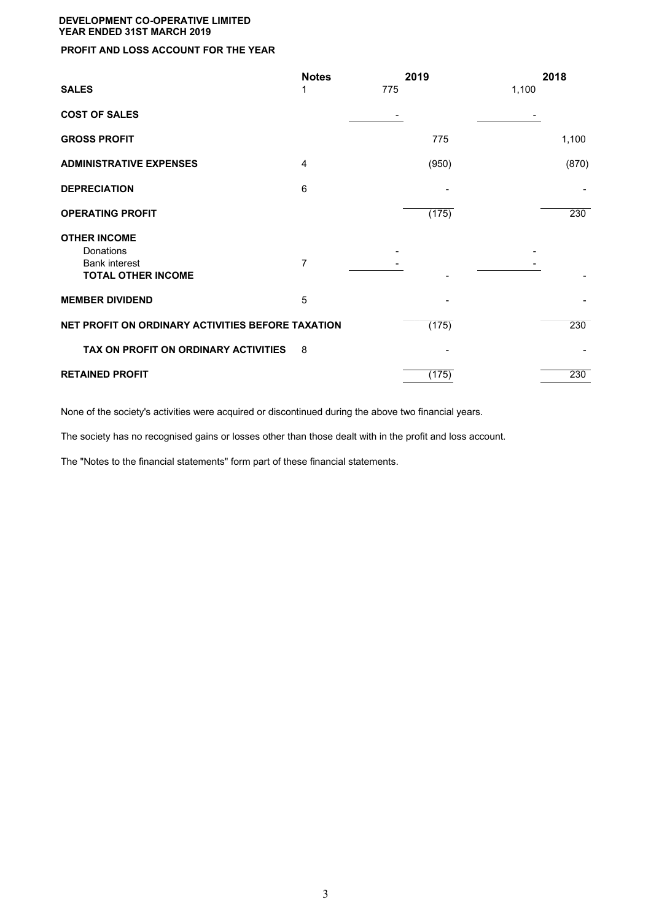**DEVELOPMENT CO-OPERATIVE LIMITED**
**YEAR ENDED 31ST MARCH 2019**

## PROFIT AND LOSS ACCOUNT FOR THE YEAR

| | Notes | 2019 | 2019 | 2018 | 2018 |
|---|---|---|---|---|---|
| **SALES** | 1 | 775 | | 1,100 | |
| **COST OF SALES** | | - | | - | |
| **GROSS PROFIT** | | | 775 | | 1,100 |
| **ADMINISTRATIVE EXPENSES** | 4 | | (950) | | (870) |
| **DEPRECIATION** | 6 | | - | | - |
| **OPERATING PROFIT** | | | (175) | | 230 |
| **OTHER INCOME** | | | | | |
| Donations | | - | | - | |
| Bank interest | 7 | - | | - | |
| **TOTAL OTHER INCOME** | | | - | | - |
| **MEMBER DIVIDEND** | 5 | | - | | - |
| **NET PROFIT ON ORDINARY ACTIVITIES BEFORE TAXATION** | | | (175) | | 230 |
| **TAX ON PROFIT ON ORDINARY ACTIVITIES** | 8 | | - | | - |
| **RETAINED PROFIT** | | | (175) | | 230 |

None of the society's activities were acquired or discontinued during the above two financial years.

The society has no recognised gains or losses other than those dealt with in the profit and loss account.

The "Notes to the financial statements" form part of these financial statements.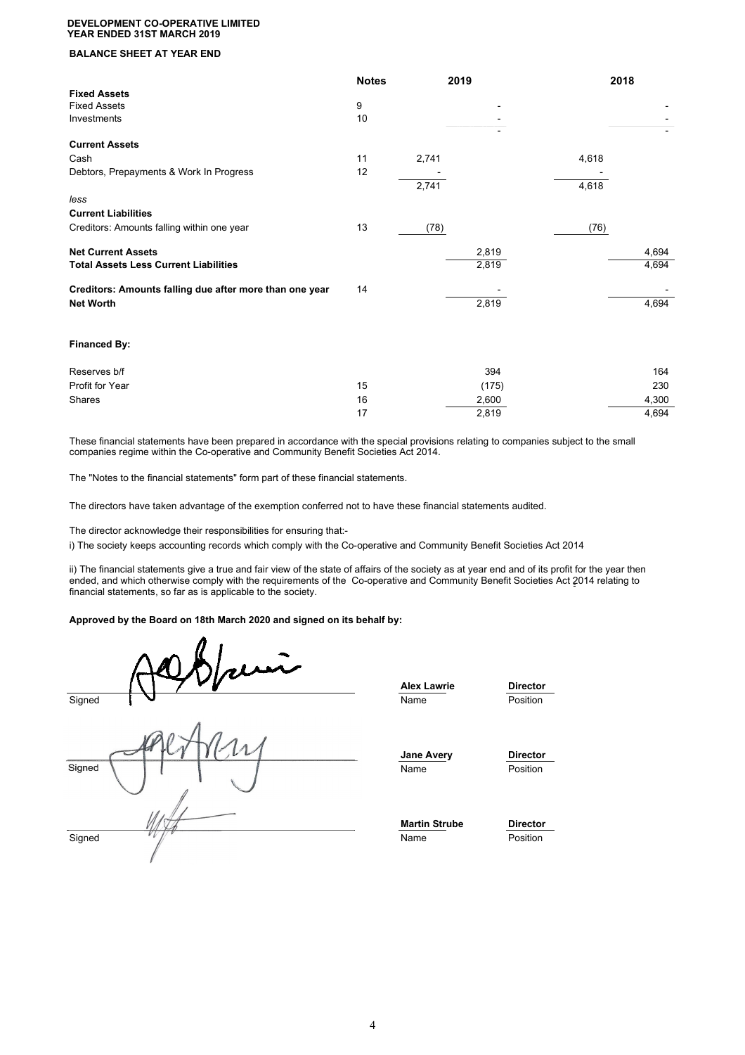**DEVELOPMENT CO-OPERATIVE LIMITED**
**YEAR ENDED 31ST MARCH 2019**

**BALANCE SHEET AT YEAR END**

| | Notes | 2019 | | 2018 | |
|---|---|---|---|---|---|
| **Fixed Assets** | | | | | |
| Fixed Assets | 9 | | - | | - |
| Investments | 10 | | - | | - |
| | | | - | | - |
| **Current Assets** | | | | | |
| Cash | 11 | 2,741 | | 4,618 | |
| Debtors, Prepayments & Work In Progress | 12 | - | | - | |
| | | 2,741 | | 4,618 | |
| *less* | | | | | |
| **Current Liabilities** | | | | | |
| Creditors: Amounts falling within one year | 13 | (78) | | (76) | |
| **Net Current Assets** | | | 2,819 | | 4,694 |
| **Total Assets Less Current Liabilities** | | | 2,819 | | 4,694 |
| **Creditors: Amounts falling due after more than one year** | 14 | | - | | - |
| **Net Worth** | | | 2,819 | | 4,694 |
| | | | | | |
| **Financed By:** | | | | | |
| Reserves b/f | | | 394 | | 164 |
| Profit for Year | 15 | | (175) | | 230 |
| Shares | 16 | | 2,600 | | 4,300 |
| | 17 | | 2,819 | | 4,694 |

These financial statements have been prepared in accordance with the special provisions relating to companies subject to the small companies regime within the Co-operative and Community Benefit Societies Act 2014.

The "Notes to the financial statements" form part of these financial statements.

The directors have taken advantage of the exemption conferred not to have these financial statements audited.

The director acknowledge their responsibilities for ensuring that:-

i) The society keeps accounting records which comply with the Co-operative and Community Benefit Societies Act 2014

ii) The financial statements give a true and fair view of the state of affairs of the society as at year end and of its profit for the year then ended, and which otherwise comply with the requirements of the Co-operative and Community Benefit Societies Act 2014 relating to financial statements, so far as is applicable to the society.

**Approved by the Board on 18th March 2020 and signed on its behalf by:**

| Signed | Name | Position |
|---|---|---|
| | **Alex Lawrie** | **Director** |
| | **Jane Avery** | **Director** |
| | **Martin Strube** | **Director** |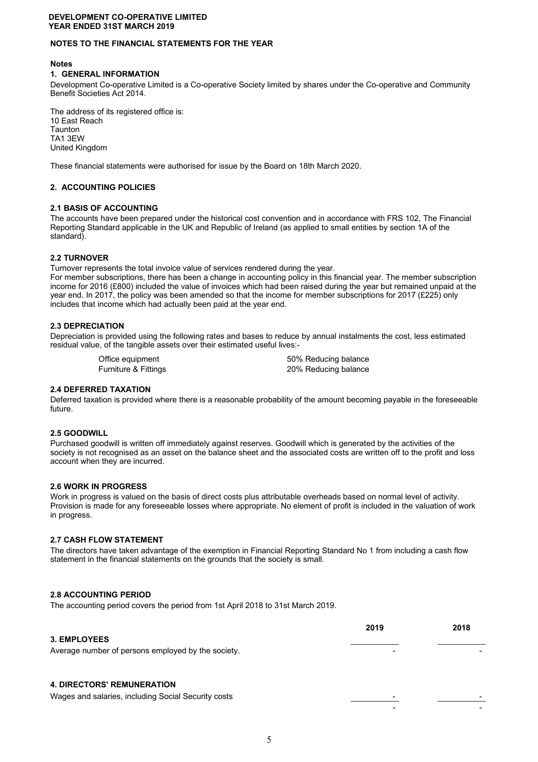**DEVELOPMENT CO-OPERATIVE LIMITED**
**YEAR ENDED 31ST MARCH 2019**

## NOTES TO THE FINANCIAL STATEMENTS FOR THE YEAR

**Notes**

### 1. GENERAL INFORMATION

Development Co-operative Limited is a Co-operative Society limited by shares under the Co-operative and Community Benefit Societies Act 2014.

The address of its registered office is:
10 East Reach
Taunton
TA1 3EW
United Kingdom

These financial statements were authorised for issue by the Board on 18th March 2020.

### 2. ACCOUNTING POLICIES

#### 2.1 BASIS OF ACCOUNTING

The accounts have been prepared under the historical cost convention and in accordance with FRS 102, The Financial Reporting Standard applicable in the UK and Republic of Ireland (as applied to small entities by section 1A of the standard).

#### 2.2 TURNOVER

Turnover represents the total invoice value of services rendered during the year.
For member subscriptions, there has been a change in accounting policy in this financial year. The member subscription income for 2016 (£800) included the value of invoices which had been raised during the year but remained unpaid at the year end. In 2017, the policy was been amended so that the income for member subscriptions for 2017 (£225) only includes that income which had actually been paid at the year end.

#### 2.3 DEPRECIATION

Depreciation is provided using the following rates and bases to reduce by annual instalments the cost, less estimated residual value, of the tangible assets over their estimated useful lives:-

| | |
|---|---|
| Office equipment | 50% Reducing balance |
| Furniture & Fittings | 20% Reducing balance |

#### 2.4 DEFERRED TAXATION

Deferred taxation is provided where there is a reasonable probability of the amount becoming payable in the foreseeable future.

#### 2.5 GOODWILL

Purchased goodwill is written off immediately against reserves. Goodwill which is generated by the activities of the society is not recognised as an asset on the balance sheet and the associated costs are written off to the profit and loss account when they are incurred.

#### 2.6 WORK IN PROGRESS

Work in progress is valued on the basis of direct costs plus attributable overheads based on normal level of activity. Provision is made for any foreseeable losses where appropriate. No element of profit is included in the valuation of work in progress.

#### 2.7 CASH FLOW STATEMENT

The directors have taken advantage of the exemption in Financial Reporting Standard No 1 from including a cash flow statement in the financial statements on the grounds that the society is small.

#### 2.8 ACCOUNTING PERIOD

The accounting period covers the period from 1st April 2018 to 31st March 2019.

| | 2019 | 2018 |
|---|---|---|
| **3. EMPLOYEES** | | |
| Average number of persons employed by the society. | - | - |
| | | |
| **4. DIRECTORS' REMUNERATION** | | |
| Wages and salaries, including Social Security costs | - | - |
| | - | - |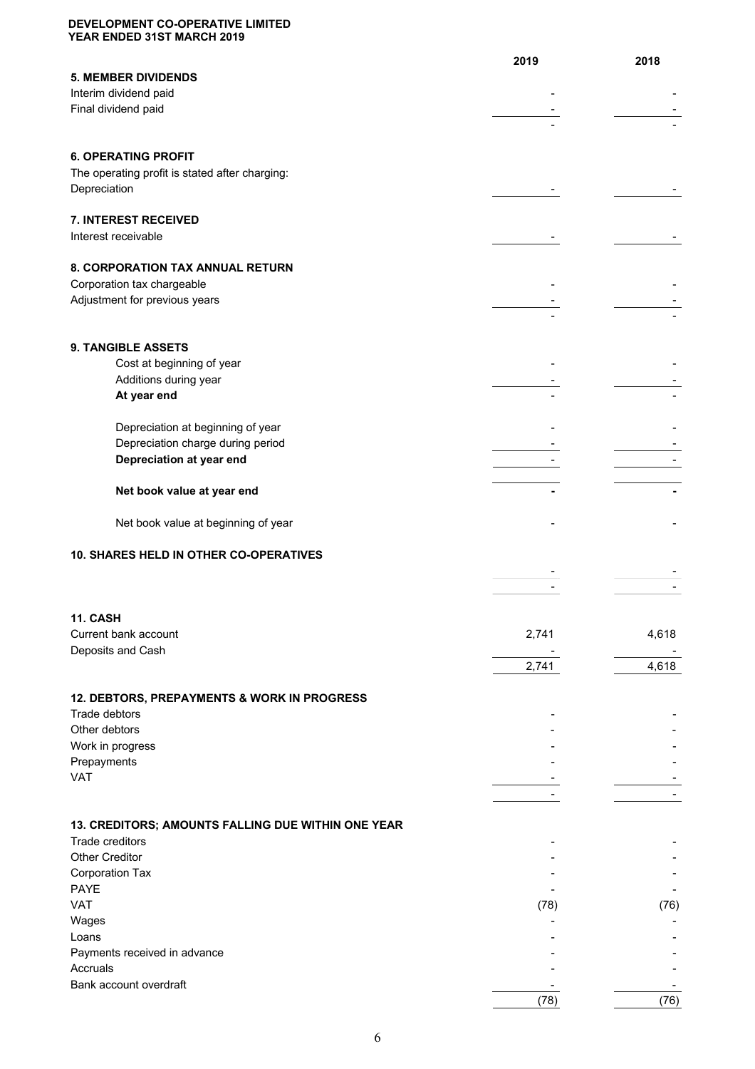**DEVELOPMENT CO-OPERATIVE LIMITED**
**YEAR ENDED 31ST MARCH 2019**

| | 2019 | 2018 |
|---|---|---|
| **5. MEMBER DIVIDENDS** | | |
| Interim dividend paid | - | - |
| Final dividend paid | - | - |
| | - | - |
| **6. OPERATING PROFIT** | | |
| The operating profit is stated after charging: | | |
| Depreciation | - | - |
| **7. INTEREST RECEIVED** | | |
| Interest receivable | - | - |
| **8. CORPORATION TAX ANNUAL RETURN** | | |
| Corporation tax chargeable | - | - |
| Adjustment for previous years | - | - |
| | - | - |
| **9. TANGIBLE ASSETS** | | |
| Cost at beginning of year | - | - |
| Additions during year | - | - |
| **At year end** | - | - |
| Depreciation at beginning of year | - | - |
| Depreciation charge during period | - | - |
| **Depreciation at year end** | - | - |
| **Net book value at year end** | **-** | **-** |
| Net book value at beginning of year | - | - |
| **10. SHARES HELD IN OTHER CO-OPERATIVES** | | |
| | - | - |
| | - | - |
| **11. CASH** | | |
| Current bank account | 2,741 | 4,618 |
| Deposits and Cash | - | - |
| | 2,741 | 4,618 |
| **12. DEBTORS, PREPAYMENTS & WORK IN PROGRESS** | | |
| Trade debtors | - | - |
| Other debtors | - | - |
| Work in progress | - | - |
| Prepayments | - | - |
| VAT | - | - |
| | - | - |
| **13. CREDITORS; AMOUNTS FALLING DUE WITHIN ONE YEAR** | | |
| Trade creditors | - | - |
| Other Creditor | - | - |
| Corporation Tax | - | - |
| PAYE | - | - |
| VAT | (78) | (76) |
| Wages | - | - |
| Loans | - | - |
| Payments received in advance | - | - |
| Accruals | - | - |
| Bank account overdraft | - | - |
| | (78) | (76) |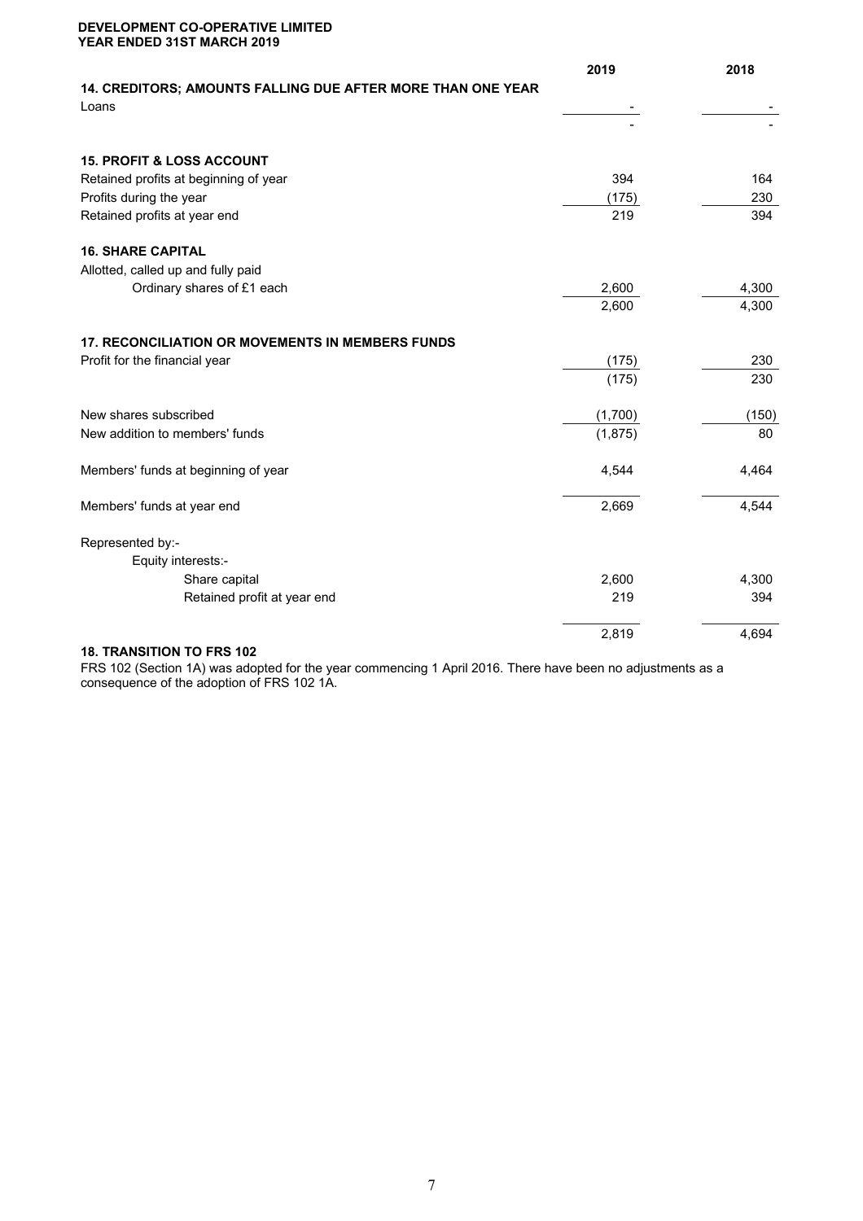**DEVELOPMENT CO-OPERATIVE LIMITED**
**YEAR ENDED 31ST MARCH 2019**

| | 2019 | 2018 |
|---|---|---|
| **14. CREDITORS; AMOUNTS FALLING DUE AFTER MORE THAN ONE YEAR** | | |
| Loans | - | - |
| | - | - |
| | | |
| **15. PROFIT & LOSS ACCOUNT** | | |
| Retained profits at beginning of year | 394 | 164 |
| Profits during the year | (175) | 230 |
| Retained profits at year end | 219 | 394 |
| | | |
| **16. SHARE CAPITAL** | | |
| Allotted, called up and fully paid | | |
| Ordinary shares of £1 each | 2,600 | 4,300 |
| | 2,600 | 4,300 |
| | | |
| **17. RECONCILIATION OR MOVEMENTS IN MEMBERS FUNDS** | | |
| Profit for the financial year | (175) | 230 |
| | (175) | 230 |
| | | |
| New shares subscribed | (1,700) | (150) |
| New addition to members' funds | (1,875) | 80 |
| | | |
| Members' funds at beginning of year | 4,544 | 4,464 |
| | | |
| Members' funds at year end | 2,669 | 4,544 |
| | | |
| Represented by:- | | |
| Equity interests:- | | |
| Share capital | 2,600 | 4,300 |
| Retained profit at year end | 219 | 394 |
| | | |
| | 2,819 | 4,694 |

**18. TRANSITION TO FRS 102**

FRS 102 (Section 1A) was adopted for the year commencing 1 April 2016. There have been no adjustments as a consequence of the adoption of FRS 102 1A.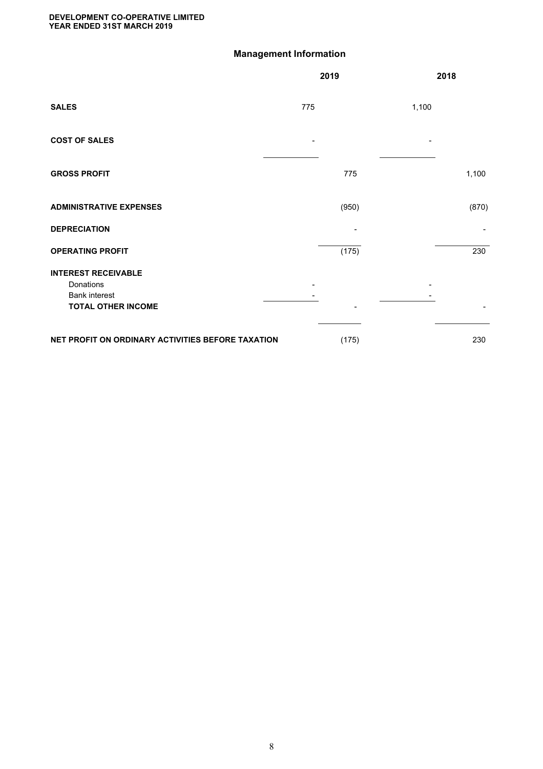**DEVELOPMENT CO-OPERATIVE LIMITED**
**YEAR ENDED 31ST MARCH 2019**

## Management Information

| | 2019 | | 2018 | |
|---|---|---|---|---|
| **SALES** | 775 | | 1,100 | |
| **COST OF SALES** | - | | - | |
| **GROSS PROFIT** | | 775 | | 1,100 |
| **ADMINISTRATIVE EXPENSES** | | (950) | | (870) |
| **DEPRECIATION** | | - | | - |
| **OPERATING PROFIT** | | (175) | | 230 |
| **INTEREST RECEIVABLE** | | | | |
| Donations | - | | - | |
| Bank interest | - | | - | |
| **TOTAL OTHER INCOME** | | - | | - |
| **NET PROFIT ON ORDINARY ACTIVITIES BEFORE TAXATION** | | (175) | | 230 |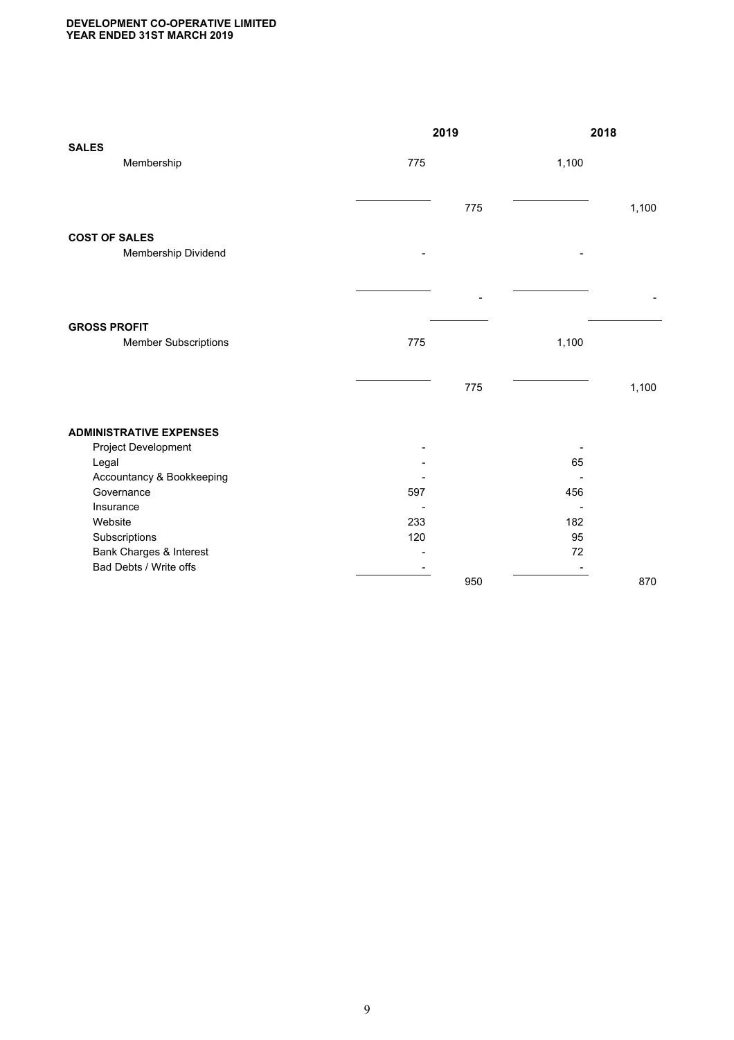**DEVELOPMENT CO-OPERATIVE LIMITED**
**YEAR ENDED 31ST MARCH 2019**

| | 2019 | | 2018 | |
|---|---|---|---|---|
| **SALES** | | | | |
| Membership | 775 | | 1,100 | |
| | | 775 | | 1,100 |
| **COST OF SALES** | | | | |
| Membership Dividend | - | | - | |
| | | - | | - |
| **GROSS PROFIT** | | | | |
| Member Subscriptions | 775 | | 1,100 | |
| | | 775 | | 1,100 |
| **ADMINISTRATIVE EXPENSES** | | | | |
| Project Development | - | | - | |
| Legal | - | | 65 | |
| Accountancy & Bookkeeping | - | | - | |
| Governance | 597 | | 456 | |
| Insurance | - | | - | |
| Website | 233 | | 182 | |
| Subscriptions | 120 | | 95 | |
| Bank Charges & Interest | - | | 72 | |
| Bad Debts / Write offs | - | | - | |
| | | 950 | | 870 |